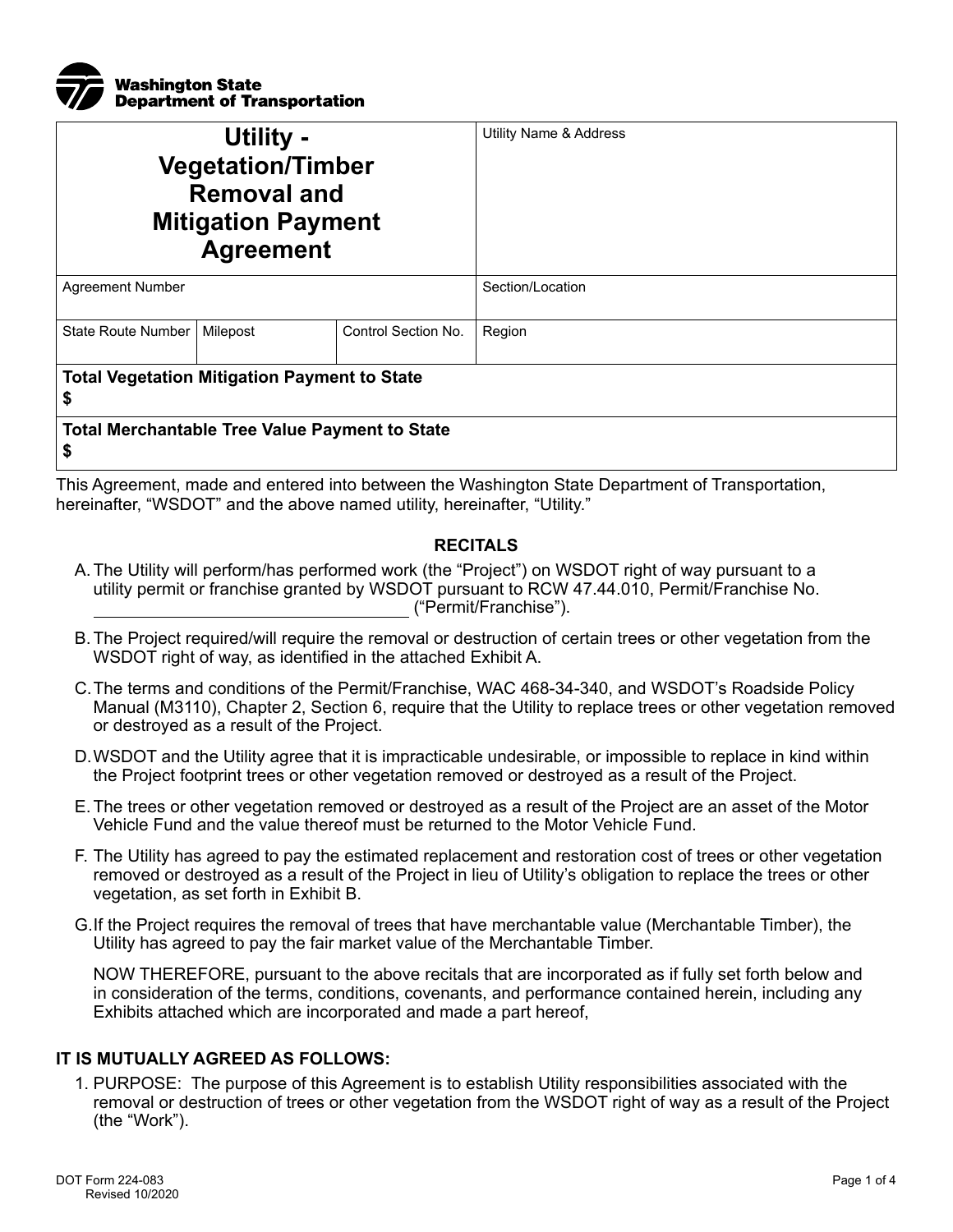Washington State Department of Transportation

| Utility - Vegetation/Timber Removal and Mitigation Payment Agreement | | | Utility Name & Address |
|---|---|---|---|
| Agreement Number | | | Section/Location |
| State Route Number | Milepost | Control Section No. | Region |
| **Total Vegetation Mitigation Payment to State** <br> **$** | | | |
| **Total Merchantable Tree Value Payment to State** <br> **$** | | | |

This Agreement, made and entered into between the Washington State Department of Transportation, hereinafter, "WSDOT" and the above named utility, hereinafter, "Utility."

## RECITALS

A. The Utility will perform/has performed work (the "Project") on WSDOT right of way pursuant to a utility permit or franchise granted by WSDOT pursuant to RCW 47.44.010, Permit/Franchise No. ______________________________ ("Permit/Franchise").

B. The Project required/will require the removal or destruction of certain trees or other vegetation from the WSDOT right of way, as identified in the attached Exhibit A.

C. The terms and conditions of the Permit/Franchise, WAC 468-34-340, and WSDOT's Roadside Policy Manual (M3110), Chapter 2, Section 6, require that the Utility to replace trees or other vegetation removed or destroyed as a result of the Project.

D. WSDOT and the Utility agree that it is impracticable undesirable, or impossible to replace in kind within the Project footprint trees or other vegetation removed or destroyed as a result of the Project.

E. The trees or other vegetation removed or destroyed as a result of the Project are an asset of the Motor Vehicle Fund and the value thereof must be returned to the Motor Vehicle Fund.

F. The Utility has agreed to pay the estimated replacement and restoration cost of trees or other vegetation removed or destroyed as a result of the Project in lieu of Utility's obligation to replace the trees or other vegetation, as set forth in Exhibit B.

G. If the Project requires the removal of trees that have merchantable value (Merchantable Timber), the Utility has agreed to pay the fair market value of the Merchantable Timber.

NOW THEREFORE, pursuant to the above recitals that are incorporated as if fully set forth below and in consideration of the terms, conditions, covenants, and performance contained herein, including any Exhibits attached which are incorporated and made a part hereof,

## IT IS MUTUALLY AGREED AS FOLLOWS:

1. PURPOSE: The purpose of this Agreement is to establish Utility responsibilities associated with the removal or destruction of trees or other vegetation from the WSDOT right of way as a result of the Project (the "Work").

DOT Form 224-083
Revised 10/2020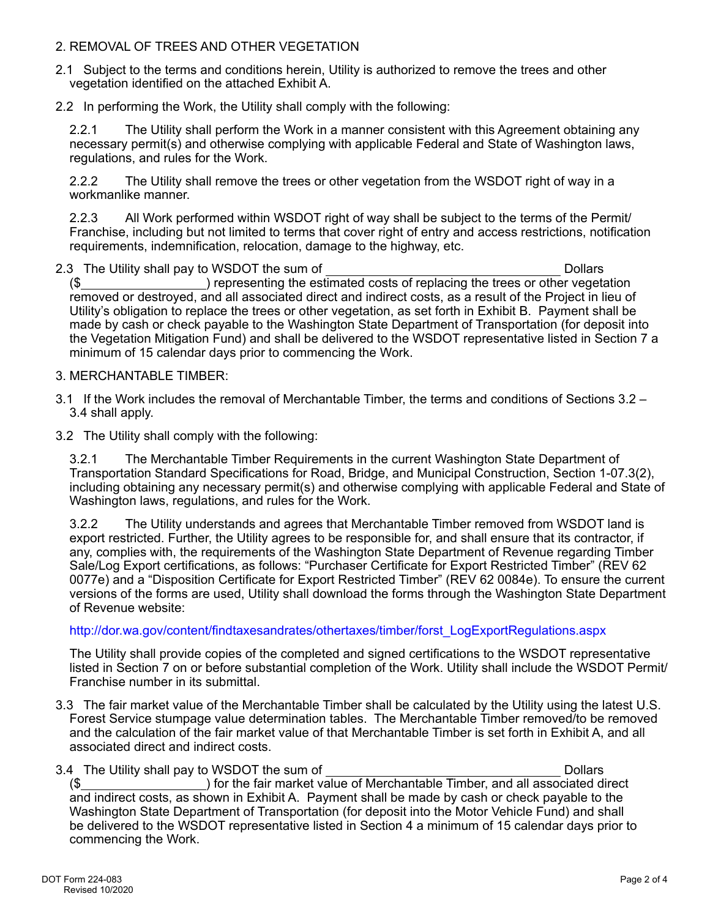2. REMOVAL OF TREES AND OTHER VEGETATION

2.1 Subject to the terms and conditions herein, Utility is authorized to remove the trees and other vegetation identified on the attached Exhibit A.

2.2 In performing the Work, the Utility shall comply with the following:

2.2.1 The Utility shall perform the Work in a manner consistent with this Agreement obtaining any necessary permit(s) and otherwise complying with applicable Federal and State of Washington laws, regulations, and rules for the Work.

2.2.2 The Utility shall remove the trees or other vegetation from the WSDOT right of way in a workmanlike manner.

2.2.3 All Work performed within WSDOT right of way shall be subject to the terms of the Permit/Franchise, including but not limited to terms that cover right of entry and access restrictions, notification requirements, indemnification, relocation, damage to the highway, etc.

2.3 The Utility shall pay to WSDOT the sum of ________________________________ Dollars ($_________________) representing the estimated costs of replacing the trees or other vegetation removed or destroyed, and all associated direct and indirect costs, as a result of the Project in lieu of Utility's obligation to replace the trees or other vegetation, as set forth in Exhibit B. Payment shall be made by cash or check payable to the Washington State Department of Transportation (for deposit into the Vegetation Mitigation Fund) and shall be delivered to the WSDOT representative listed in Section 7 a minimum of 15 calendar days prior to commencing the Work.

3. MERCHANTABLE TIMBER:

3.1 If the Work includes the removal of Merchantable Timber, the terms and conditions of Sections 3.2 – 3.4 shall apply.

3.2 The Utility shall comply with the following:

3.2.1 The Merchantable Timber Requirements in the current Washington State Department of Transportation Standard Specifications for Road, Bridge, and Municipal Construction, Section 1-07.3(2), including obtaining any necessary permit(s) and otherwise complying with applicable Federal and State of Washington laws, regulations, and rules for the Work.

3.2.2 The Utility understands and agrees that Merchantable Timber removed from WSDOT land is export restricted. Further, the Utility agrees to be responsible for, and shall ensure that its contractor, if any, complies with, the requirements of the Washington State Department of Revenue regarding Timber Sale/Log Export certifications, as follows: "Purchaser Certificate for Export Restricted Timber" (REV 62 0077e) and a "Disposition Certificate for Export Restricted Timber" (REV 62 0084e). To ensure the current versions of the forms are used, Utility shall download the forms through the Washington State Department of Revenue website:

http://dor.wa.gov/content/findtaxesandrates/othertaxes/timber/forst_LogExportRegulations.aspx

The Utility shall provide copies of the completed and signed certifications to the WSDOT representative listed in Section 7 on or before substantial completion of the Work. Utility shall include the WSDOT Permit/Franchise number in its submittal.

3.3 The fair market value of the Merchantable Timber shall be calculated by the Utility using the latest U.S. Forest Service stumpage value determination tables. The Merchantable Timber removed/to be removed and the calculation of the fair market value of that Merchantable Timber is set forth in Exhibit A, and all associated direct and indirect costs.

3.4 The Utility shall pay to WSDOT the sum of ________________________________ Dollars ($_________________) for the fair market value of Merchantable Timber, and all associated direct and indirect costs, as shown in Exhibit A. Payment shall be made by cash or check payable to the Washington State Department of Transportation (for deposit into the Motor Vehicle Fund) and shall be delivered to the WSDOT representative listed in Section 4 a minimum of 15 calendar days prior to commencing the Work.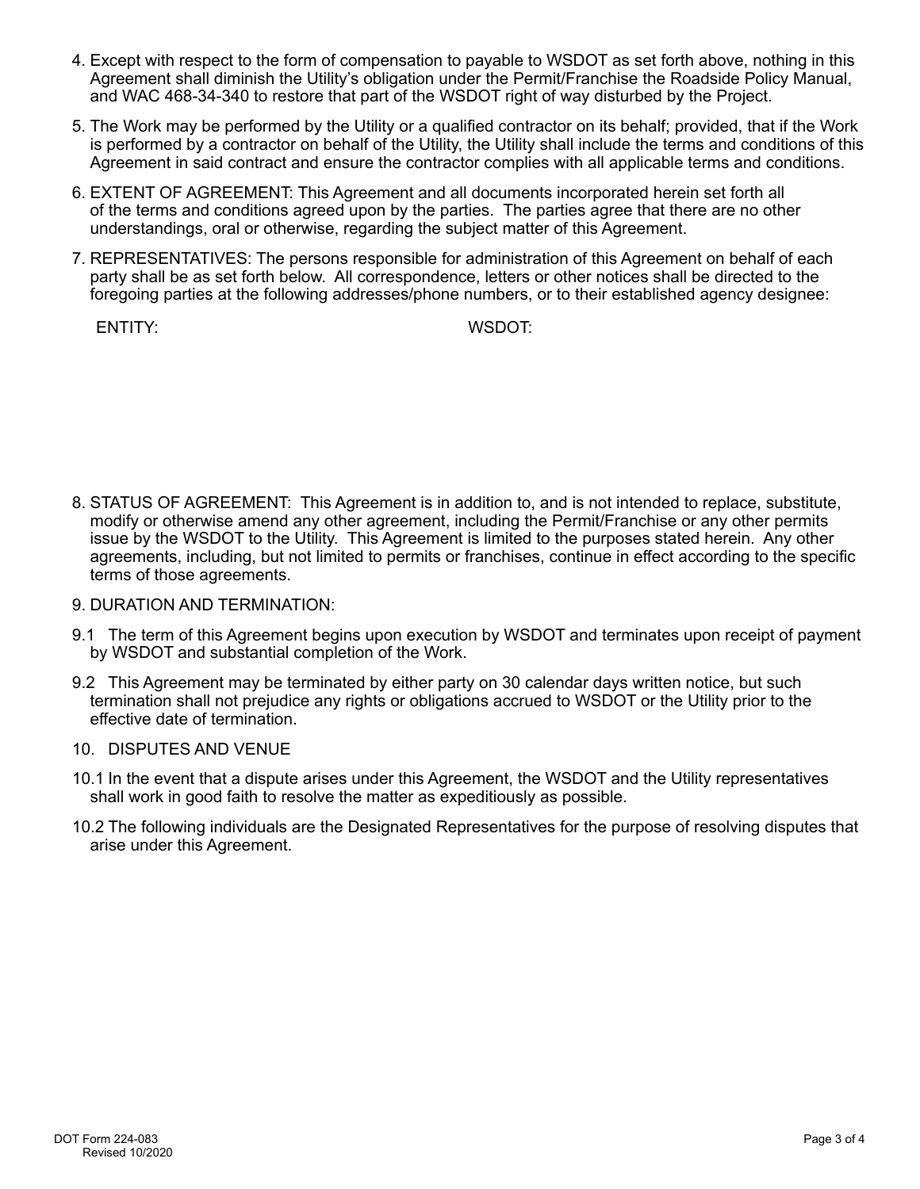4. Except with respect to the form of compensation to payable to WSDOT as set forth above, nothing in this Agreement shall diminish the Utility's obligation under the Permit/Franchise the Roadside Policy Manual, and WAC 468-34-340 to restore that part of the WSDOT right of way disturbed by the Project.

5. The Work may be performed by the Utility or a qualified contractor on its behalf; provided, that if the Work is performed by a contractor on behalf of the Utility, the Utility shall include the terms and conditions of this Agreement in said contract and ensure the contractor complies with all applicable terms and conditions.

6. EXTENT OF AGREEMENT: This Agreement and all documents incorporated herein set forth all of the terms and conditions agreed upon by the parties. The parties agree that there are no other understandings, oral or otherwise, regarding the subject matter of this Agreement.

7. REPRESENTATIVES: The persons responsible for administration of this Agreement on behalf of each party shall be as set forth below. All correspondence, letters or other notices shall be directed to the foregoing parties at the following addresses/phone numbers, or to their established agency designee:

| ENTITY: | WSDOT: |
| --- | --- |
| | |

8. STATUS OF AGREEMENT: This Agreement is in addition to, and is not intended to replace, substitute, modify or otherwise amend any other agreement, including the Permit/Franchise or any other permits issue by the WSDOT to the Utility. This Agreement is limited to the purposes stated herein. Any other agreements, including, but not limited to permits or franchises, continue in effect according to the specific terms of those agreements.

9. DURATION AND TERMINATION:

9.1 The term of this Agreement begins upon execution by WSDOT and terminates upon receipt of payment by WSDOT and substantial completion of the Work.

9.2 This Agreement may be terminated by either party on 30 calendar days written notice, but such termination shall not prejudice any rights or obligations accrued to WSDOT or the Utility prior to the effective date of termination.

10. DISPUTES AND VENUE

10.1 In the event that a dispute arises under this Agreement, the WSDOT and the Utility representatives shall work in good faith to resolve the matter as expeditiously as possible.

10.2 The following individuals are the Designated Representatives for the purpose of resolving disputes that arise under this Agreement.

DOT Form 224-083
Revised 10/2020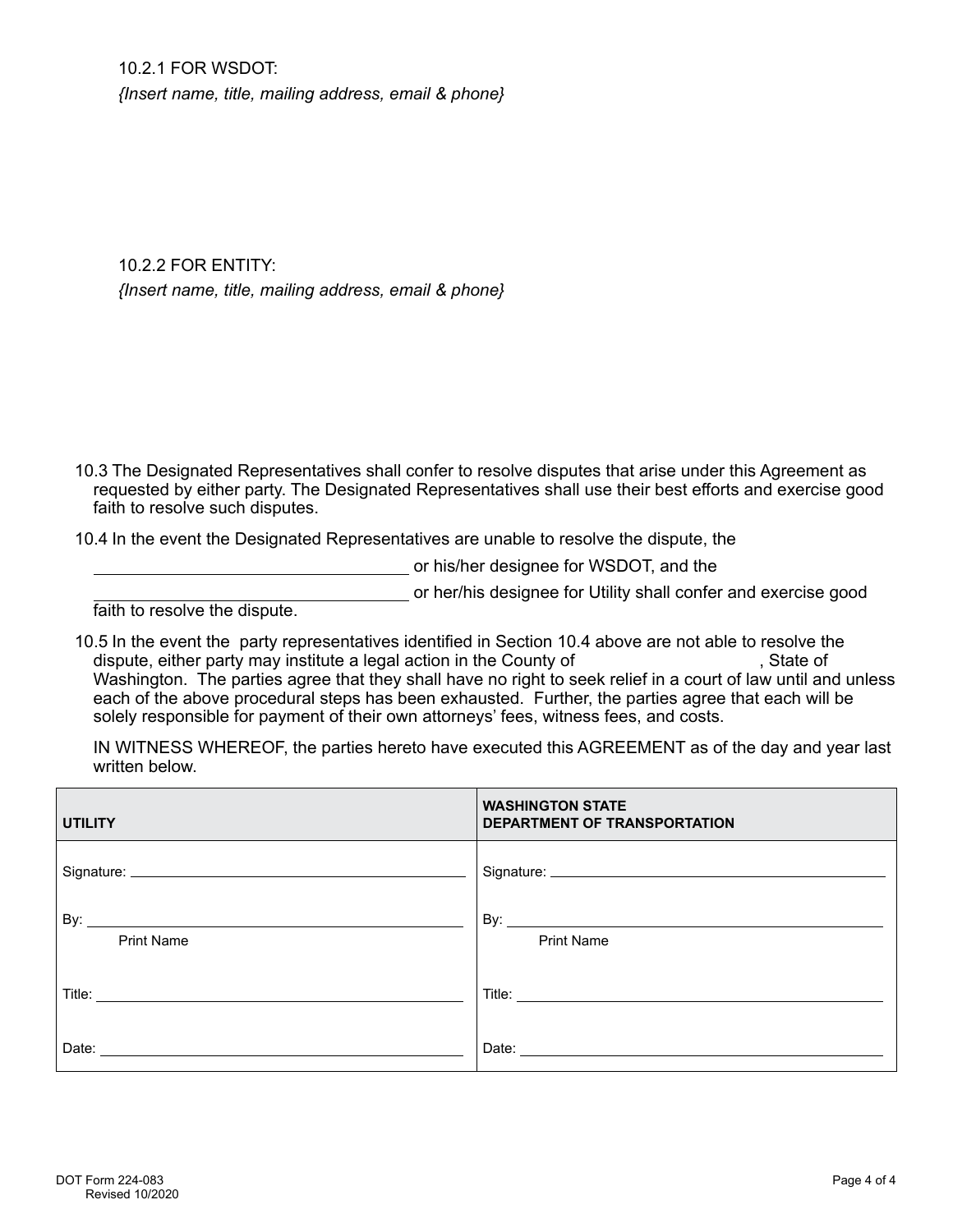10.2.1 FOR WSDOT:

*{Insert name, title, mailing address, email & phone}*

10.2.2 FOR ENTITY:

*{Insert name, title, mailing address, email & phone}*

10.3 The Designated Representatives shall confer to resolve disputes that arise under this Agreement as requested by either party. The Designated Representatives shall use their best efforts and exercise good faith to resolve such disputes.

10.4 In the event the Designated Representatives are unable to resolve the dispute, the \_\_\_\_\_\_\_\_\_\_\_\_\_\_\_\_\_\_\_\_\_\_\_\_\_\_\_\_\_\_ or his/her designee for WSDOT, and the \_\_\_\_\_\_\_\_\_\_\_\_\_\_\_\_\_\_\_\_\_\_\_\_\_\_\_\_\_\_ or her/his designee for Utility shall confer and exercise good faith to resolve the dispute.

10.5 In the event the party representatives identified in Section 10.4 above are not able to resolve the dispute, either party may institute a legal action in the County of \_\_\_\_\_\_\_\_\_\_\_\_\_\_\_\_\_\_\_\_, State of Washington. The parties agree that they shall have no right to seek relief in a court of law until and unless each of the above procedural steps has been exhausted. Further, the parties agree that each will be solely responsible for payment of their own attorneys' fees, witness fees, and costs.

IN WITNESS WHEREOF, the parties hereto have executed this AGREEMENT as of the day and year last written below.

| **UTILITY** | **WASHINGTON STATE DEPARTMENT OF TRANSPORTATION** |
|---|---|
| Signature: \_\_\_\_\_\_\_\_\_\_\_\_\_\_\_\_\_\_\_\_ | Signature: \_\_\_\_\_\_\_\_\_\_\_\_\_\_\_\_\_\_\_\_ |
| By: \_\_\_\_\_\_\_\_\_\_\_\_\_\_\_\_\_\_\_\_ <br> Print Name | By: \_\_\_\_\_\_\_\_\_\_\_\_\_\_\_\_\_\_\_\_ <br> Print Name |
| Title: \_\_\_\_\_\_\_\_\_\_\_\_\_\_\_\_\_\_\_\_ | Title: \_\_\_\_\_\_\_\_\_\_\_\_\_\_\_\_\_\_\_\_ |
| Date: \_\_\_\_\_\_\_\_\_\_\_\_\_\_\_\_\_\_\_\_ | Date: \_\_\_\_\_\_\_\_\_\_\_\_\_\_\_\_\_\_\_\_ |

DOT Form 224-083
Revised 10/2020